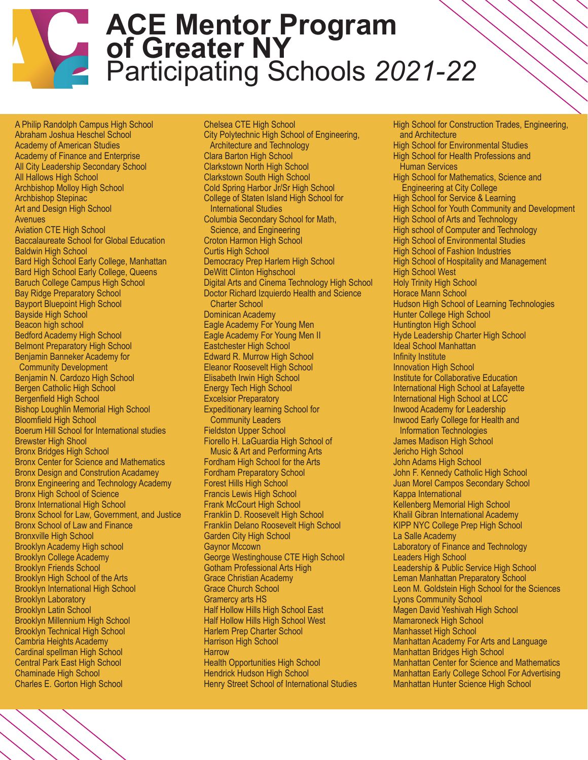# ACE Mentor Program of Greater NY

## Participating Schools *2021-22*

- A Philip Randolph Campus High School
- Abraham Joshua Heschel School
- Academy of American Studies
- Academy of Finance and Enterprise
- All City Leadership Secondary School
- All Hallows High School
- Archbishop Molloy High School
- Archbishop Stepinac
- Art and Design High School
- Avenues
- Aviation CTE High School
- Baccalaureate School for Global Education
- Baldwin High School
- Bard High School Early College, Manhattan
- Bard High School Early College, Queens
- Baruch College Campus High School
- Bay Ridge Preparatory School
- Bayport Bluepoint High School
- Bayside High School
- Beacon high school
- Bedford Academy High School
- Belmont Preparatory High School
- Benjamin Banneker Academy for Community Development
- Benjamin N. Cardozo High School
- Bergen Catholic High School
- Bergenfield High School
- Bishop Loughlin Memorial High School
- Bloomfield High School
- Boerum Hill School for International studies
- Brewster High Shool
- Bronx Bridges High School
- Bronx Center for Science and Mathematics
- Bronx Design and Construction Acadamey
- Bronx Engineering and Technology Academy
- Bronx High School of Science
- Bronx International High School
- Bronx School for Law, Government, and Justice
- Bronx School of Law and Finance
- Bronxville High School
- Brooklyn Academy High school
- Brooklyn College Academy
- Brooklyn Friends School
- Brooklyn High School of the Arts
- Brooklyn International High School
- Brooklyn Laboratory
- Brooklyn Latin School
- Brooklyn Millennium High School
- Brooklyn Technical High School
- Cambria Heights Academy
- Cardinal spellman High School
- Central Park East High School
- Chaminade High School
- Charles E. Gorton High School
- Chelsea CTE High School
- City Polytechnic High School of Engineering, Architecture and Technology
- Clara Barton High School
- Clarkstown North High School
- Clarkstown South High School
- Cold Spring Harbor Jr/Sr High School
- College of Staten Island High School for International Studies
- Columbia Secondary School for Math, Science, and Engineering
- Croton Harmon High School
- Curtis High School
- Democracy Prep Harlem High School
- DeWitt Clinton Highschool
- Digital Arts and Cinema Technology High School
- Doctor Richard Izquierdo Health and Science Charter School
- Dominican Academy
- Eagle Academy For Young Men
- Eagle Academy For Young Men II
- Eastchester High School
- Edward R. Murrow High School
- Eleanor Roosevelt High School
- Elisabeth Irwin High School
- Energy Tech High School
- Excelsior Preparatory
- Expeditionary learning School for Community Leaders
- Fieldston Upper School
- Fiorello H. LaGuardia High School of Music & Art and Performing Arts
- Fordham High School for the Arts
- Fordham Preparatory School
- Forest Hills High School
- Francis Lewis High School
- Frank McCourt High School
- Franklin D. Roosevelt High School
- Franklin Delano Roosevelt High School
- Garden City High School
- Gaynor Mccown
- George Westinghouse CTE High School
- Gotham Professional Arts High
- Grace Christian Academy
- Grace Church School
- Gramercy arts HS
- Half Hollow Hills High School East
- Half Hollow Hills High School West
- Harlem Prep Charter School
- Harrison High School
- Harrow
- Health Opportunities High School
- Hendrick Hudson High School
- Henry Street School of International Studies
- High School for Construction Trades, Engineering, and Architecture
- High School for Environmental Studies
- High School for Health Professions and Human Services
- High School for Mathematics, Science and Engineering at City College
- High School for Service & Learning
- High School for Youth Community and Development
- High School of Arts and Technology
- High school of Computer and Technology
- High School of Environmental Studies
- High School of Fashion Industries
- High School of Hospitality and Management
- High School West
- Holy Trinity High School
- Horace Mann School
- Hudson High School of Learning Technologies
- Hunter College High School
- Huntington High School
- Hyde Leadership Charter High School
- Ideal School Manhattan
- Infinity Institute
- Innovation High School
- Institute for Collaborative Education
- International High School at Lafayette
- International High School at LCC
- Inwood Academy for Leadership
- Inwood Early College for Health and Information Technologies
- James Madison High School
- Jericho High School
- John Adams High School
- John F. Kennedy Catholic High School
- Juan Morel Campos Secondary School
- Kappa International
- Kellenberg Memorial High School
- Khalil Gibran International Academy
- KIPP NYC College Prep High School
- La Salle Academy
- Laboratory of Finance and Technology
- Leaders High School
- Leadership & Public Service High School
- Leman Manhattan Preparatory School
- Leon M. Goldstein High School for the Sciences
- Lyons Community School
- Magen David Yeshivah High School
- Mamaroneck High School
- Manhasset High School
- Manhattan Academy For Arts and Language
- Manhattan Bridges High School
- Manhattan Center for Science and Mathematics
- Manhattan Early College School For Advertising
- Manhattan Hunter Science High School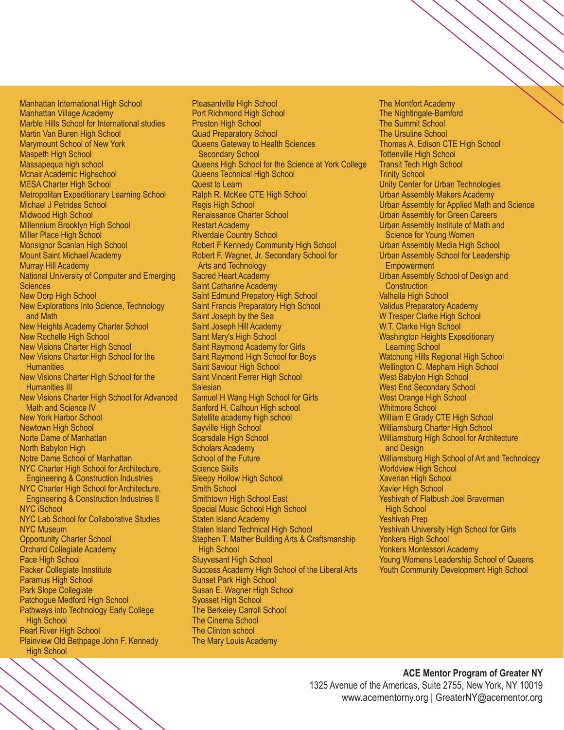Manhattan International High School
Manhattan Village Academy
Marble Hills School for International studies
Martin Van Buren High School
Marymount School of New York
Maspeth High School
Massapequa high school
Mcnair Academic Highschool
MESA Charter High School
Metropolitan Expeditionary Learning School
Michael J Petrides School
Midwood High School
Millennium Brooklyn High School
Miller Place High School
Monsignor Scanlan High School
Mount Saint Michael Academy
Murray Hill Academy
National University of Computer and Emerging Sciences
New Dorp High School
New Explorations Into Science, Technology and Math
New Heights Academy Charter School
New Rochelle High School
New Visions Charter High School
New Visions Charter High School for the Humanities
New Visions Charter High School for the Humanities III
New Visions Charter High School for Advanced Math and Science IV
New York Harbor School
Newtown High School
Norte Dame of Manhattan
North Babylon High
Notre Dame School of Manhattan
NYC Charter High School for Architecture, Engineering & Construction Industries
NYC Charter High School for Architecture, Engineering & Construction Industries II
NYC iSchool
NYC Lab School for Collaborative Studies
NYC Museum
Opportunity Charter School
Orchard Collegiate Academy
Pace High School
Packer Collegiate Innstitute
Paramus High School
Park Slope Collegiate
Patchogue Medford High School
Pathways into Technology Early College High School
Pearl River High School
Plainview Old Bethpage John F. Kennedy High School
Pleasantville High School
Port Richmond High School
Preston High School
Quad Preparatory School
Queens Gateway to Health Sciences Secondary School
Queens High School for the Science at York College
Queens Technical High School
Quest to Learn
Ralph R. McKee CTE High School
Regis High School
Renaissance Charter School
Restart Academy
Riverdale Country School
Robert F Kennedy Community High School
Robert F. Wagner, Jr. Secondary School for Arts and Technology
Sacred Heart Academy
Saint Catharine Academy
Saint Edmund Prepatory High School
Saint Francis Preparatory High School
Saint Joseph by the Sea
Saint Joseph Hill Academy
Saint Mary's High School
Saint Raymond Academy for Girls
Saint Raymond High School for Boys
Saint Saviour High School
Saint Vincent Ferrer High School
Salesian
Samuel H Wang High School for Girls
Sanford H. Calhoun High school
Satellite academy high school
Sayville High School
Scarsdale High School
Scholars Academy
School of the Future
Science Skills
Sleepy Hollow High School
Smith School
Smithtown High School East
Special Music School High School
Staten Island Academy
Staten Island Technical High School
Stephen T. Mather Building Arts & Craftsmanship High School
Stuyvesant High School
Success Academy High School of the Liberal Arts
Sunset Park High School
Susan E. Wagner High School
Syosset High School
The Berkeley Carroll School
The Cinema School
The Clinton school
The Mary Louis Academy
The Montfort Academy
The Nightingale-Bamford
The Summit School
The Ursuline School
Thomas A. Edison CTE High School
Tottenville High School
Transit Tech High School
Trinity School
Unity Center for Urban Technologies
Urban Assembly Makers Academy
Urban Assembly for Applied Math and Science
Urban Assembly for Green Careers
Urban Assembly Institute of Math and Science for Young Women
Urban Assembly Media High School
Urban Assembly School for Leadership Empowerment
Urban Assembly School of Design and Construction
Valhalla High School
Validus Preparatory Academy
W Tresper Clarke High School
W.T. Clarke High School
Washington Heights Expeditionary Learning School
Watchung Hills Regional High School
Wellington C. Mepham High School
West Babylon High School
West End Secondary School
West Orange High School
Whitmore School
William E Grady CTE High School
Williamsburg Charter High School
Williamsburg High School for Architecture and Design
Williamsburg High School of Art and Technology
Worldview High School
Xaverian High School
Xavier High School
Yeshivah of Flatbush Joel Braverman High School
Yeshivah Prep
Yeshivah University High School for Girls
Yonkers High School
Yonkers Montessori Academy
Young Womens Leadership School of Queens
Youth Community Development High School

**ACE Mentor Program of Greater NY**
1325 Avenue of the Americas, Suite 2755, New York, NY 10019
www.acementorny.org | GreaterNY@acementor.org